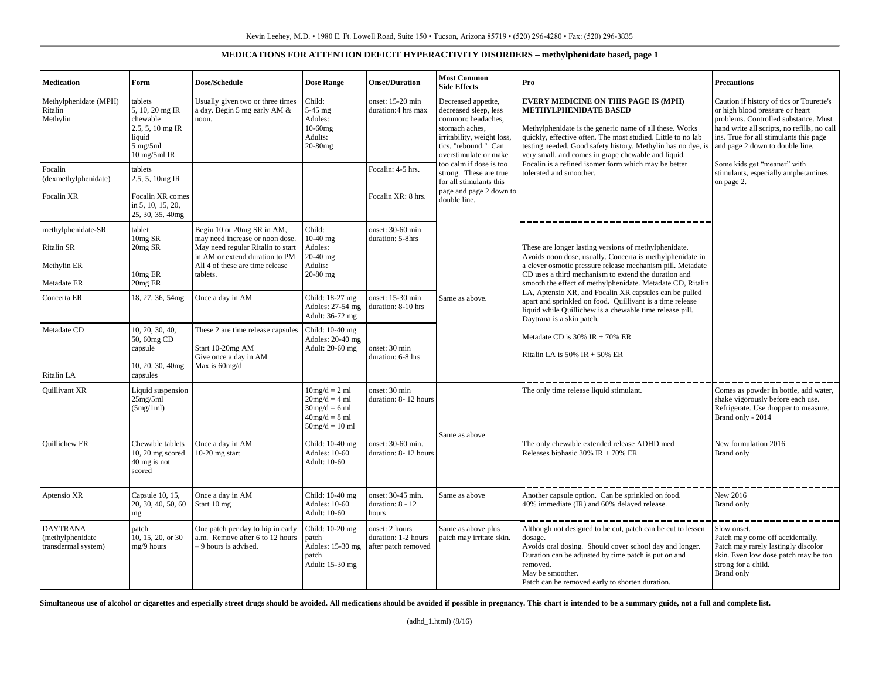Kevin Leehey, M.D. • 1980 E. Ft. Lowell Road, Suite 150 • Tucson, Arizona 85719 • (520) 296-4280 • Fax: (520) 296-3835

## MEDICATIONS FOR ATTENTION DEFICIT HYPERACTIVITY DISORDERS – methylphenidate based, page 1

| Medication | Form | Dose/Schedule | Dose Range | Onset/Duration | Most Common Side Effects | Pro | Precautions |
|---|---|---|---|---|---|---|---|
| Methylphenidate (MPH)<br>Ritalin<br>Methylin | tablets<br>5, 10, 20 mg IR<br>chewable<br>2.5, 5, 10 mg IR<br>liquid<br>5 mg/5ml<br>10 mg/5ml IR | Usually given two or three times a day. Begin 5 mg early AM & noon. | Child:<br>5-45 mg<br>Adoles:<br>10-60mg<br>Adults:<br>20-80mg | onset: 15-20 min<br>duration:4 hrs max | Decreased appetite, decreased sleep, less common: headaches, stomach aches, irritability, weight loss, tics, "rebound." Can overstimulate or make too calm if dose is too strong. These are true for all stimulants this page and page 2 down to double line. | **EVERY MEDICINE ON THIS PAGE IS (MPH) METHYLPHENIDATE BASED**<br><br>Methylphenidate is the generic name of all these. Works quickly, effective often. The most studied. Little to no lab testing needed. Good safety history. Methylin has no dye, is very small, and comes in grape chewable and liquid. Focalin is a refined isomer form which may be better tolerated and smoother. | Caution if history of tics or Tourette's or high blood pressure or heart problems. Controlled substance. Must hand write all scripts, no refills, no call ins. True for all stimulants this page and page 2 down to double line.<br><br>Some kids get "meaner" with stimulants, especially amphetamines on page 2. |
| Focalin<br>(dexmethylphenidate)<br><br>Focalin XR | tablets<br>2.5, 5, 10mg IR<br><br>Focalin XR comes in 5, 10, 15, 20, 25, 30, 35, 40mg | | | Focalin: 4-5 hrs.<br><br>Focalin XR: 8 hrs. | | | |
| methylphenidate-SR<br><br>Ritalin SR<br><br>Methylin ER<br><br>Metadate ER | tablet<br>10mg SR<br>20mg SR<br><br>10mg ER<br>20mg ER | Begin 10 or 20mg SR in AM, may need increase or noon dose. May need regular Ritalin to start in AM or extend duration to PM. All 4 of these are time release tablets. | Child:<br>10-40 mg<br>Adoles:<br>20-40 mg<br>Adults:<br>20-80 mg | onset: 30-60 min<br>duration: 5-8hrs | Same as above. | These are longer lasting versions of methylphenidate. Avoids noon dose, usually. Concerta is methylphenidate in a clever osmotic pressure release mechanism pill. Metadate CD uses a third mechanism to extend the duration and smooth the effect of methylphenidate. Metadate CD, Ritalin LA, Aptensio XR, and Focalin XR capsules can be pulled apart and sprinkled on food. Quillivant is a time release liquid while Quillichew is a chewable time release pill. Daytrana is a skin patch.<br><br>Metadate CD is 30% IR + 70% ER<br><br>Ritalin LA is 50% IR + 50% ER | |
| Concerta ER | 18, 27, 36, 54mg | Once a day in AM | Child: 18-27 mg<br>Adoles: 27-54 mg<br>Adult: 36-72 mg | onset: 15-30 min<br>duration: 8-10 hrs | | | |
| Metadate CD<br><br>Ritalin LA | 10, 20, 30, 40, 50, 60mg CD capsule<br><br>10, 20, 30, 40mg capsules | These 2 are time release capsules<br><br>Start 10-20mg AM<br>Give once a day in AM<br>Max is 60mg/d | Child: 10-40 mg<br>Adoles: 20-40 mg<br>Adult: 20-60 mg | onset: 30 min<br>duration: 6-8 hrs | | | |
| Quillivant XR | Liquid suspension<br>25mg/5ml<br>(5mg/1ml) | | 10mg/d = 2 ml<br>20mg/d = 4 ml<br>30mg/d = 6 ml<br>40mg/d = 8 ml<br>50mg/d = 10 ml | onset: 30 min<br>duration: 8- 12 hours | Same as above | The only time release liquid stimulant. | Comes as powder in bottle, add water, shake vigorously before each use. Refrigerate. Use dropper to measure. Brand only - 2014 |
| Quillichew ER | Chewable tablets<br>10, 20 mg scored<br>40 mg is not scored | Once a day in AM<br>10-20 mg start | Child: 10-40 mg<br>Adoles: 10-60<br>Adult: 10-60 | onset: 30-60 min.<br>duration: 8- 12 hours | | The only chewable extended release ADHD med<br>Releases biphasic 30% IR + 70% ER | New formulation 2016<br>Brand only |
| Aptensio XR | Capsule 10, 15, 20, 30, 40, 50, 60 mg | Once a day in AM<br>Start 10 mg | Child: 10-40 mg<br>Adoles: 10-60<br>Adult: 10-60 | onset: 30-45 min.<br>duration: 8 - 12 hours | Same as above | Another capsule option. Can be sprinkled on food.<br>40% immediate (IR) and 60% delayed release. | New 2016<br>Brand only |
| DAYTRANA<br>(methylphenidate transdermal system) | patch<br>10, 15, 20, or 30 mg/9 hours | One patch per day to hip in early a.m. Remove after 6 to 12 hours – 9 hours is advised. | Child: 10-20 mg patch<br>Adoles: 15-30 mg patch<br>Adult: 15-30 mg | onset: 2 hours<br>duration: 1-2 hours after patch removed | Same as above plus patch may irritate skin. | Although not designed to be cut, patch can be cut to lessen dosage.<br>Avoids oral dosing. Should cover school day and longer.<br>Duration can be adjusted by time patch is put on and removed.<br>May be smoother.<br>Patch can be removed early to shorten duration. | Slow onset.<br>Patch may come off accidentally.<br>Patch may rarely lastingly discolor skin. Even low dose patch may be too strong for a child.<br>Brand only |

**Simultaneous use of alcohol or cigarettes and especially street drugs should be avoided. All medications should be avoided if possible in pregnancy. This chart is intended to be a summary guide, not a full and complete list.**

(adhd_1.html) (8/16)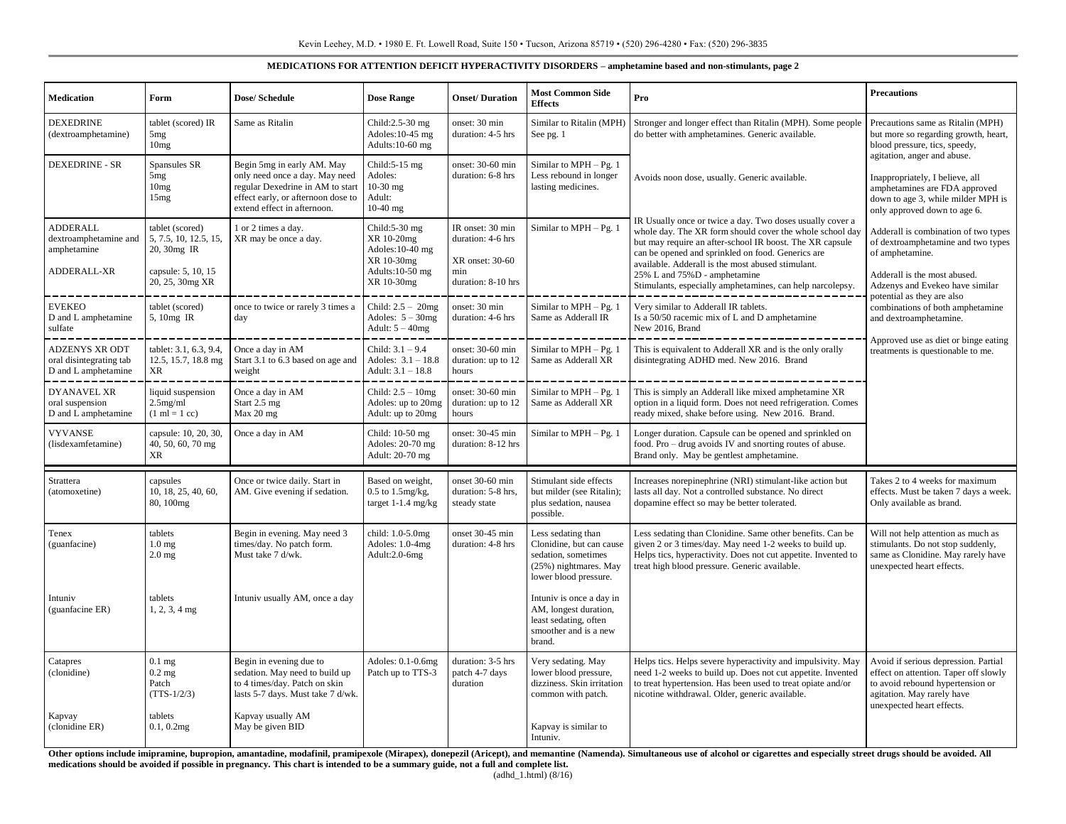**MEDICATIONS FOR ATTENTION DEFICIT HYPERACTIVITY DISORDERS – amphetamine based and non-stimulants, page 2**

| Medication | Form | Dose/ Schedule | Dose Range | Onset/ Duration | Most Common Side Effects | Pro | Precautions |
|---|---|---|---|---|---|---|---|
| DEXEDRINE (dextroamphetamine) | tablet (scored) IR 5mg 10mg | Same as Ritalin | Child:2.5-30 mg Adoles:10-45 mg Adults:10-60 mg | onset: 30 min duration: 4-5 hrs | Similar to Ritalin (MPH) See pg. 1 | Stronger and longer effect than Ritalin (MPH). Some people do better with amphetamines. Generic available. | Precautions same as Ritalin (MPH) but more so regarding growth, heart, blood pressure, tics, speedy, agitation, anger and abuse. Inappropriately, I believe, all amphetamines are FDA approved down to age 3, while milder MPH is only approved down to age 6. Adderall is combination of two types of dextroamphetamine and two types of amphetamine. Adderall is the most abused. Adzenys and Evekeo have similar potential as they are also combinations of both amphetamine and dextroamphetamine. Approved use as diet or binge eating treatments is questionable to me. |
| DEXEDRINE - SR | Spansules SR 5mg 10mg 15mg | Begin 5mg in early AM. May only need once a day. May need regular Dexedrine in AM to start effect early, or afternoon dose to extend effect in afternoon. | Child:5-15 mg Adoles: 10-30 mg Adult: 10-40 mg | onset: 30-60 min duration: 6-8 hrs | Similar to MPH – Pg. 1 Less rebound in longer lasting medicines. | Avoids noon dose, usually. Generic available. | |
| ADDERALL dextroamphetamine and amphetamine ADDERALL-XR | tablet (scored) 5, 7.5, 10, 12.5, 15, 20, 30mg IR capsule: 5, 10, 15 20, 25, 30mg XR | 1 or 2 times a day. XR may be once a day. | Child:5-30 mg XR 10-20mg Adoles:10-40 mg XR 10-30mg Adults:10-50 mg XR 10-30mg | IR onset: 30 min duration: 4-6 hrs XR onset: 30-60 min duration: 8-10 hrs | Similar to MPH – Pg. 1 | IR Usually once or twice a day. Two doses usually cover a whole day. The XR form should cover the whole school day but may require an after-school IR boost. The XR capsule can be opened and sprinkled on food. Generics are available. Adderall is the most abused stimulant. 25% L and 75%D - amphetamine Stimulants, especially amphetamines, can help narcolepsy. | |
| EVEKEO D and L amphetamine sulfate | tablet (scored) 5, 10mg IR | once to twice or rarely 3 times a day | Child: 2.5 – 20mg Adoles: 5 – 30mg Adult: 5 – 40mg | onset: 30 min duration: 4-6 hrs | Similar to MPH – Pg. 1 Same as Adderall IR | Very similar to Adderall IR tablets. Is a 50/50 racemic mix of L and D amphetamine New 2016, Brand | |
| ADZENYS XR ODT oral disintegrating tab D and L amphetamine | tablet: 3.1, 6.3, 9.4, 12.5, 15.7, 18.8 mg XR | Once a day in AM Start 3.1 to 6.3 based on age and weight | Child: 3.1 – 9.4 Adoles: 3.1 – 18.8 Adult: 3.1 – 18.8 | onset: 30-60 min duration: up to 12 hours | Similar to MPH – Pg. 1 Same as Adderall XR | This is equivalent to Adderall XR and is the only orally disintegrating ADHD med. New 2016. Brand | |
| DYANAVEL XR oral suspension D and L amphetamine | liquid suspension 2.5mg/ml (1 ml = 1 cc) | Once a day in AM Start 2.5 mg Max 20 mg | Child: 2.5 – 10mg Adoles: up to 20mg Adult: up to 20mg | onset: 30-60 min duration: up to 12 hours | Similar to MPH – Pg. 1 Same as Adderall XR | This is simply an Adderall like mixed amphetamine XR option in a liquid form. Does not need refrigeration. Comes ready mixed, shake before using. New 2016. Brand. | |
| VYVANSE (lisdexamfetamine) | capsule: 10, 20, 30, 40, 50, 60, 70 mg XR | Once a day in AM | Child: 10-50 mg Adoles: 20-70 mg Adult: 20-70 mg | onset: 30-45 min duration: 8-12 hrs | Similar to MPH – Pg. 1 | Longer duration. Capsule can be opened and sprinkled on food. Pro – drug avoids IV and snorting routes of abuse. Brand only. May be gentlest amphetamine. | |
| Strattera (atomoxetine) | capsules 10, 18, 25, 40, 60, 80, 100mg | Once or twice daily. Start in AM. Give evening if sedation. | Based on weight, 0.5 to 1.5mg/kg, target 1-1.4 mg/kg | onset 30-60 min duration: 5-8 hrs, steady state | Stimulant side effects but milder (see Ritalin); plus sedation, nausea possible. | Increases norepinephrine (NRI) stimulant-like action but lasts all day. Not a controlled substance. No direct dopamine effect so may be better tolerated. | Takes 2 to 4 weeks for maximum effects. Must be taken 7 days a week. Only available as brand. |
| Tenex (guanfacine) Intuniv (guanfacine ER) | tablets 1.0 mg 2.0 mg tablets 1, 2, 3, 4 mg | Begin in evening. May need 3 times/day. No patch form. Must take 7 d/wk. Intuniv usually AM, once a day | child: 1.0-5.0mg Adoles: 1.0-4mg Adult:2.0-6mg | onset 30-45 min duration: 4-8 hrs | Less sedating than Clonidine, but can cause sedation, sometimes (25%) nightmares. May lower blood pressure. Intuniv is once a day in AM, longest duration, least sedating, often smoother and is a new brand. | Less sedating than Clonidine. Same other benefits. Can be given 2 or 3 times/day. May need 1-2 weeks to build up. Helps tics, hyperactivity. Does not cut appetite. Invented to treat high blood pressure. Generic available. | Will not help attention as much as stimulants. Do not stop suddenly, same as Clonidine. May rarely have unexpected heart effects. |
| Catapres (clonidine) Kapvay (clonidine ER) | 0.1 mg 0.2 mg Patch (TTS-1/2/3) tablets 0.1, 0.2mg | Begin in evening due to sedation. May need to build up to 4 times/day. Patch on skin lasts 5-7 days. Must take 7 d/wk. Kapvay usually AM May be given BID | Adoles: 0.1-0.6mg Patch up to TTS-3 | duration: 3-5 hrs patch 4-7 days duration | Very sedating. May lower blood pressure, dizziness. Skin irritation common with patch. Kapvay is similar to Intuniv. | Helps tics. Helps severe hyperactivity and impulsivity. May need 1-2 weeks to build up. Does not cut appetite. Invented to treat hypertension. Has been used to treat opiate and/or nicotine withdrawal. Older, generic available. | Avoid if serious depression. Partial effect on attention. Taper off slowly to avoid rebound hypertension or agitation. May rarely have unexpected heart effects. |

**Other options include imipramine, bupropion, amantadine, modafinil, pramipexole (Mirapex), donepezil (Aricept), and memantine (Namenda). Simultaneous use of alcohol or cigarettes and especially street drugs should be avoided. All medications should be avoided if possible in pregnancy. This chart is intended to be a summary guide, not a full and complete list.**

(adhd_1.html) (8/16)